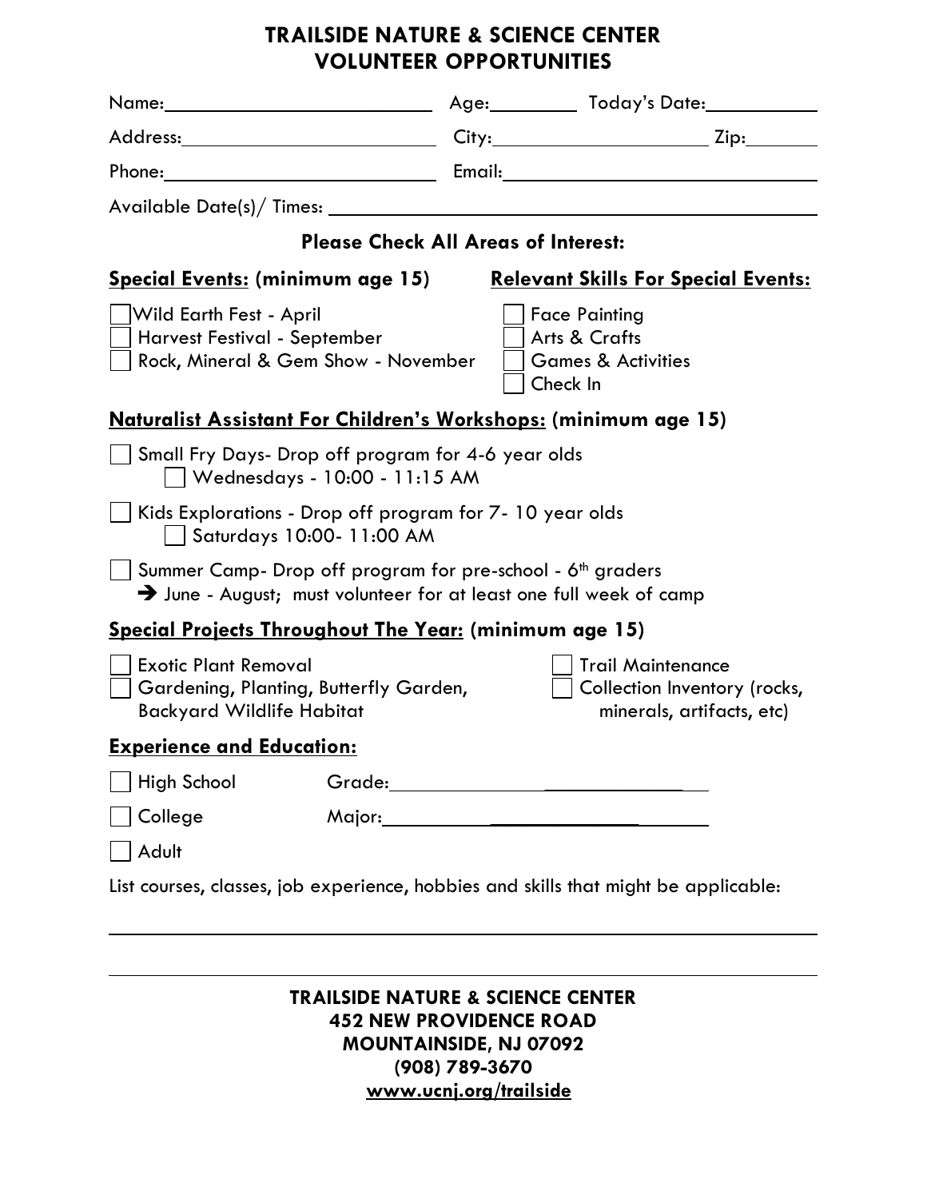# TRAILSIDE NATURE & SCIENCE CENTER
# VOLUNTEER OPPORTUNITIES

Name:\_\_\_\_\_\_\_\_\_\_\_\_\_\_\_\_\_\_\_\_\_\_\_\_\_\_ Age:\_\_\_\_\_\_\_\_\_ Today's Date:\_\_\_\_\_\_\_\_\_\_\_\_

Address:\_\_\_\_\_\_\_\_\_\_\_\_\_\_\_\_\_\_\_\_\_\_\_\_\_ City:\_\_\_\_\_\_\_\_\_\_\_\_\_\_\_\_\_\_\_\_\_ Zip:\_\_\_\_\_\_\_\_

Phone:\_\_\_\_\_\_\_\_\_\_\_\_\_\_\_\_\_\_\_\_\_\_\_\_\_\_ Email:\_\_\_\_\_\_\_\_\_\_\_\_\_\_\_\_\_\_\_\_\_\_\_\_\_\_\_\_\_\_\_\_

Available Date(s)/ Times: \_\_\_\_\_\_\_\_\_\_\_\_\_\_\_\_\_\_\_\_\_\_\_\_\_\_\_\_\_\_\_\_\_\_\_\_\_\_\_\_\_\_\_\_\_\_

**Please Check All Areas of Interest:**

**Special Events: (minimum age 15)**

- [ ] Wild Earth Fest - April
- [ ] Harvest Festival - September
- [ ] Rock, Mineral & Gem Show - November

**Relevant Skills For Special Events:**

- [ ] Face Painting
- [ ] Arts & Crafts
- [ ] Games & Activities
- [ ] Check In

**Naturalist Assistant For Children's Workshops: (minimum age 15)**

- [ ] Small Fry Days- Drop off program for 4-6 year olds
  - [ ] Wednesdays - 10:00 - 11:15 AM
- [ ] Kids Explorations - Drop off program for 7- 10 year olds
  - [ ] Saturdays 10:00- 11:00 AM
- [ ] Summer Camp- Drop off program for pre-school - 6th graders
  - ➔ June - August; must volunteer for at least one full week of camp

**Special Projects Throughout The Year: (minimum age 15)**

- [ ] Exotic Plant Removal
- [ ] Gardening, Planting, Butterfly Garden, Backyard Wildlife Habitat
- [ ] Trail Maintenance
- [ ] Collection Inventory (rocks, minerals, artifacts, etc)

**Experience and Education:**

- [ ] High School Grade:\_\_\_\_\_\_\_\_\_\_\_\_\_\_\_\_\_\_\_\_\_\_\_\_\_\_\_\_\_\_
- [ ] College Major:\_\_\_\_\_\_\_\_\_\_\_\_\_\_\_\_\_\_\_\_\_\_\_\_\_\_\_\_\_\_\_
- [ ] Adult

List courses, classes, job experience, hobbies and skills that might be applicable:

\_\_\_\_\_\_\_\_\_\_\_\_\_\_\_\_\_\_\_\_\_\_\_\_\_\_\_\_\_\_\_\_\_\_\_\_\_\_\_\_\_\_\_\_\_\_\_\_\_\_\_\_\_\_\_\_\_\_\_\_\_\_\_\_\_\_\_\_\_\_

\_\_\_\_\_\_\_\_\_\_\_\_\_\_\_\_\_\_\_\_\_\_\_\_\_\_\_\_\_\_\_\_\_\_\_\_\_\_\_\_\_\_\_\_\_\_\_\_\_\_\_\_\_\_\_\_\_\_\_\_\_\_\_\_\_\_\_\_\_\_

**TRAILSIDE NATURE & SCIENCE CENTER**
**452 NEW PROVIDENCE ROAD**
**MOUNTAINSIDE, NJ 07092**
**(908) 789-3670**
**www.ucnj.org/trailside**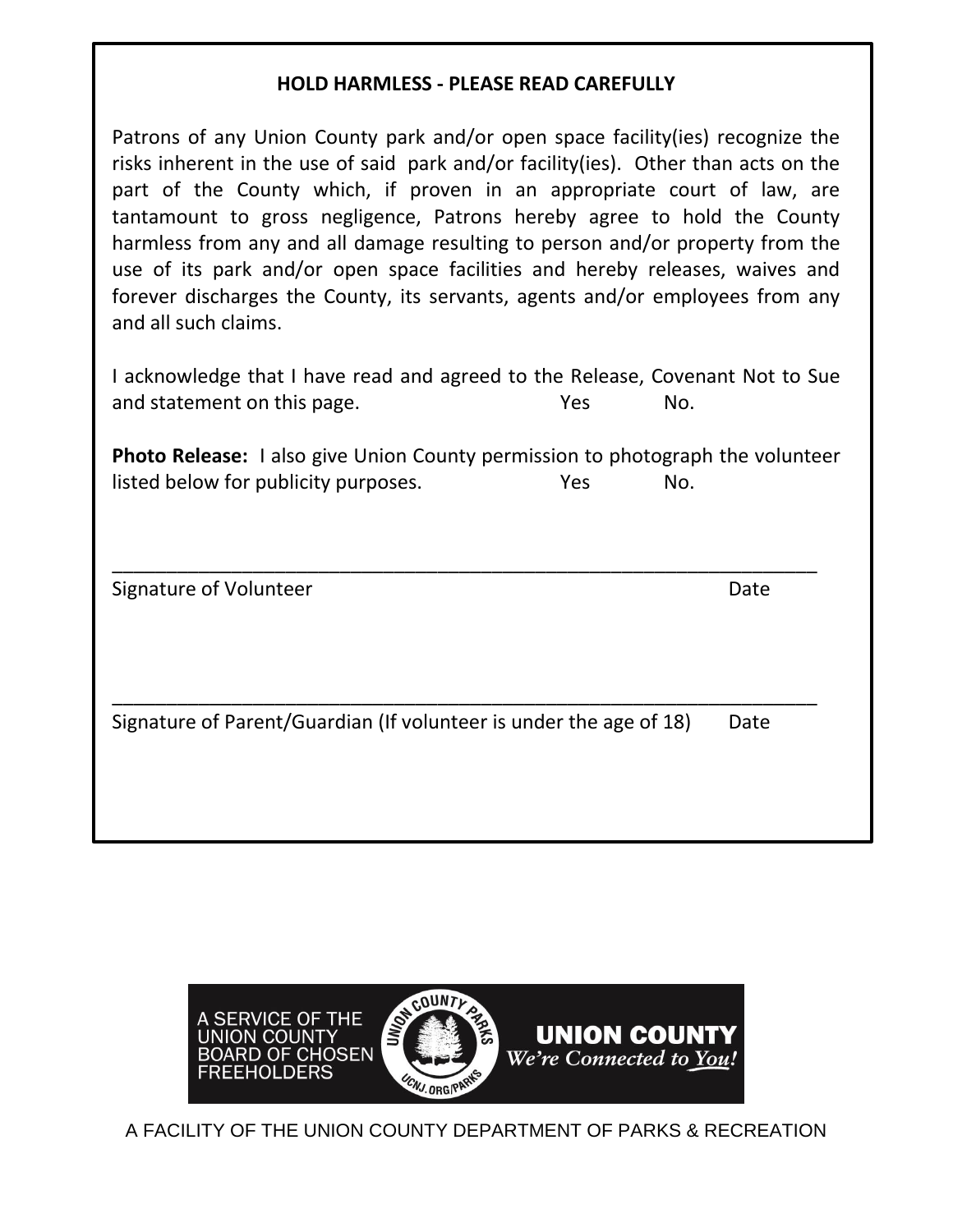## HOLD HARMLESS - PLEASE READ CAREFULLY

Patrons of any Union County park and/or open space facility(ies) recognize the risks inherent in the use of said park and/or facility(ies). Other than acts on the part of the County which, if proven in an appropriate court of law, are tantamount to gross negligence, Patrons hereby agree to hold the County harmless from any and all damage resulting to person and/or property from the use of its park and/or open space facilities and hereby releases, waives and forever discharges the County, its servants, agents and/or employees from any and all such claims.

I acknowledge that I have read and agreed to the Release, Covenant Not to Sue and statement on this page. Yes No.

**Photo Release:** I also give Union County permission to photograph the volunteer listed below for publicity purposes. Yes No.

_______________________________________________________________

Signature of Volunteer Date

_______________________________________________________________

Signature of Parent/Guardian (If volunteer is under the age of 18) Date

A SERVICE OF THE UNION COUNTY BOARD OF CHOSEN FREEHOLDERS

UNION COUNTY PARKS UCNJ.ORG/PARKS

UNION COUNTY *We're Connected to You!*

A FACILITY OF THE UNION COUNTY DEPARTMENT OF PARKS & RECREATION